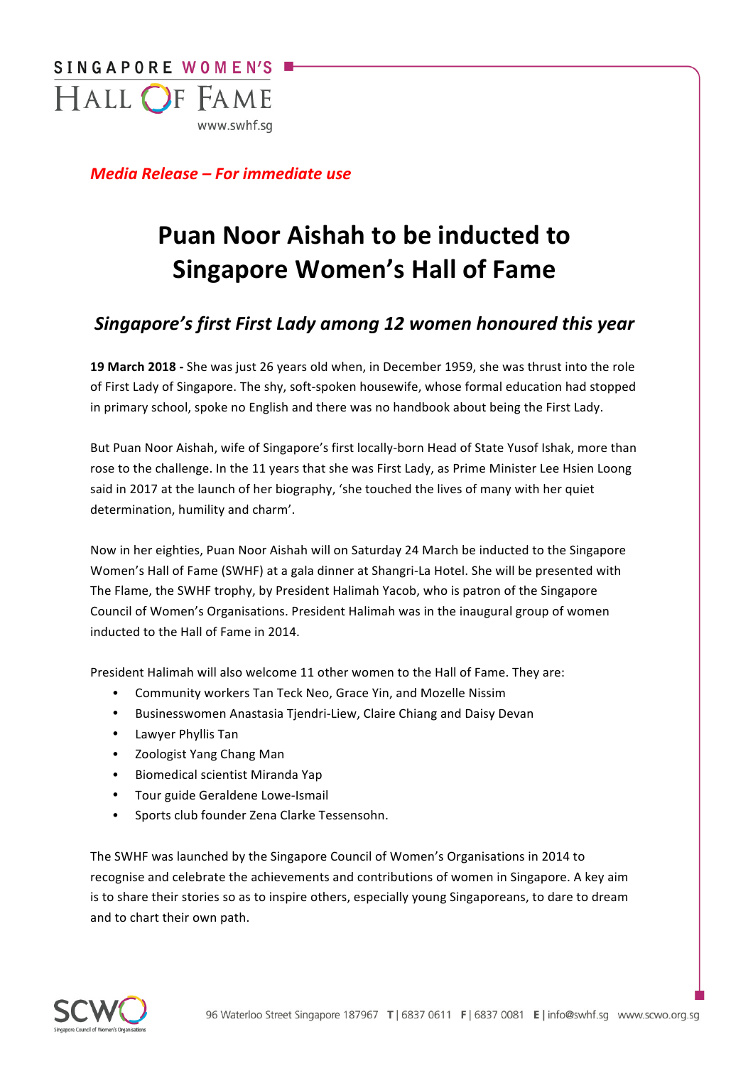*Media Release – For immediate use*

# Puan Noor Aishah to be inducted to Singapore Women's Hall of Fame

## *Singapore's first First Lady among 12 women honoured this year*

**19 March 2018 -** She was just 26 years old when, in December 1959, she was thrust into the role of First Lady of Singapore. The shy, soft-spoken housewife, whose formal education had stopped in primary school, spoke no English and there was no handbook about being the First Lady.

But Puan Noor Aishah, wife of Singapore's first locally-born Head of State Yusof Ishak, more than rose to the challenge. In the 11 years that she was First Lady, as Prime Minister Lee Hsien Loong said in 2017 at the launch of her biography, 'she touched the lives of many with her quiet determination, humility and charm'.

Now in her eighties, Puan Noor Aishah will on Saturday 24 March be inducted to the Singapore Women's Hall of Fame (SWHF) at a gala dinner at Shangri-La Hotel. She will be presented with The Flame, the SWHF trophy, by President Halimah Yacob, who is patron of the Singapore Council of Women's Organisations. President Halimah was in the inaugural group of women inducted to the Hall of Fame in 2014.

President Halimah will also welcome 11 other women to the Hall of Fame. They are:

- Community workers Tan Teck Neo, Grace Yin, and Mozelle Nissim
- Businesswomen Anastasia Tjendri-Liew, Claire Chiang and Daisy Devan
- Lawyer Phyllis Tan
- Zoologist Yang Chang Man
- Biomedical scientist Miranda Yap
- Tour guide Geraldene Lowe-Ismail
- Sports club founder Zena Clarke Tessensohn.

The SWHF was launched by the Singapore Council of Women's Organisations in 2014 to recognise and celebrate the achievements and contributions of women in Singapore. A key aim is to share their stories so as to inspire others, especially young Singaporeans, to dare to dream and to chart their own path.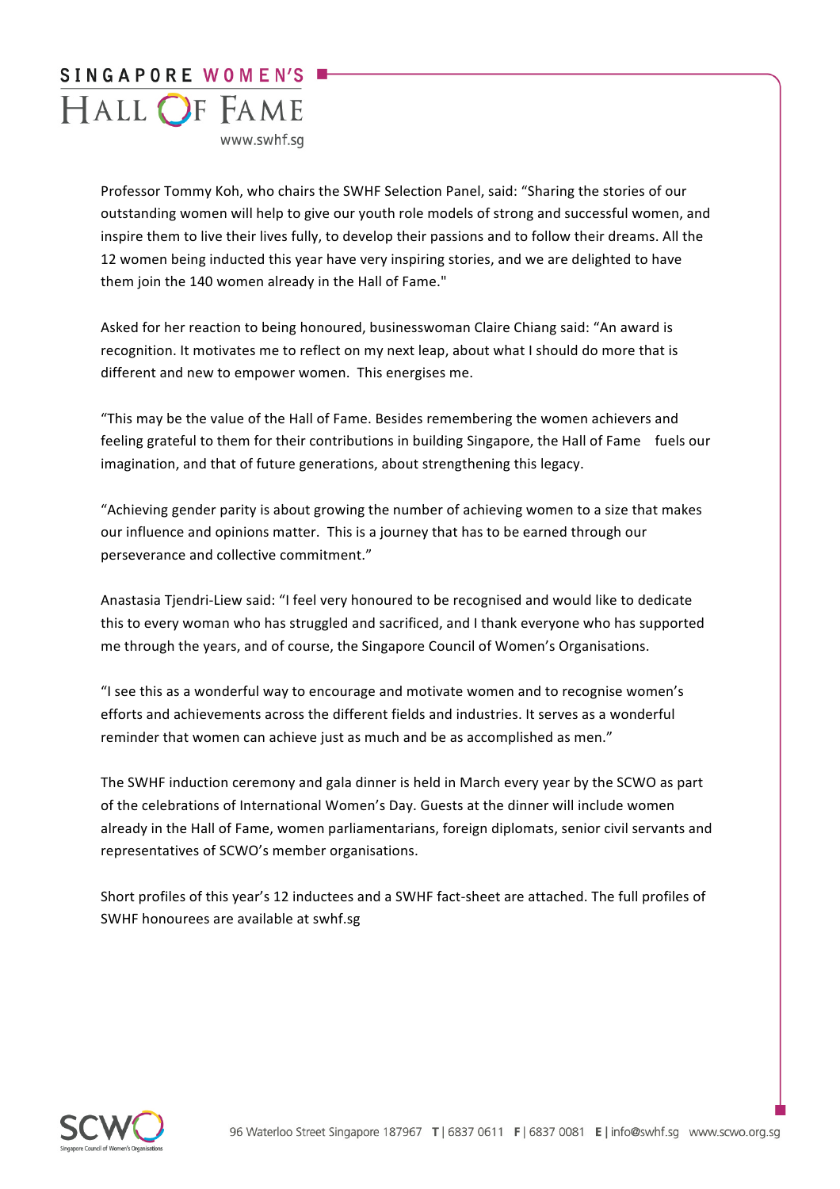Professor Tommy Koh, who chairs the SWHF Selection Panel, said: "Sharing the stories of our outstanding women will help to give our youth role models of strong and successful women, and inspire them to live their lives fully, to develop their passions and to follow their dreams. All the 12 women being inducted this year have very inspiring stories, and we are delighted to have them join the 140 women already in the Hall of Fame."

Asked for her reaction to being honoured, businesswoman Claire Chiang said: "An award is recognition. It motivates me to reflect on my next leap, about what I should do more that is different and new to empower women. This energises me.

"This may be the value of the Hall of Fame. Besides remembering the women achievers and feeling grateful to them for their contributions in building Singapore, the Hall of Fame fuels our imagination, and that of future generations, about strengthening this legacy.

"Achieving gender parity is about growing the number of achieving women to a size that makes our influence and opinions matter. This is a journey that has to be earned through our perseverance and collective commitment."

Anastasia Tjendri-Liew said: "I feel very honoured to be recognised and would like to dedicate this to every woman who has struggled and sacrificed, and I thank everyone who has supported me through the years, and of course, the Singapore Council of Women's Organisations.

"I see this as a wonderful way to encourage and motivate women and to recognise women's efforts and achievements across the different fields and industries. It serves as a wonderful reminder that women can achieve just as much and be as accomplished as men."

The SWHF induction ceremony and gala dinner is held in March every year by the SCWO as part of the celebrations of International Women's Day. Guests at the dinner will include women already in the Hall of Fame, women parliamentarians, foreign diplomats, senior civil servants and representatives of SCWO's member organisations.

Short profiles of this year's 12 inductees and a SWHF fact-sheet are attached. The full profiles of SWHF honourees are available at swhf.sg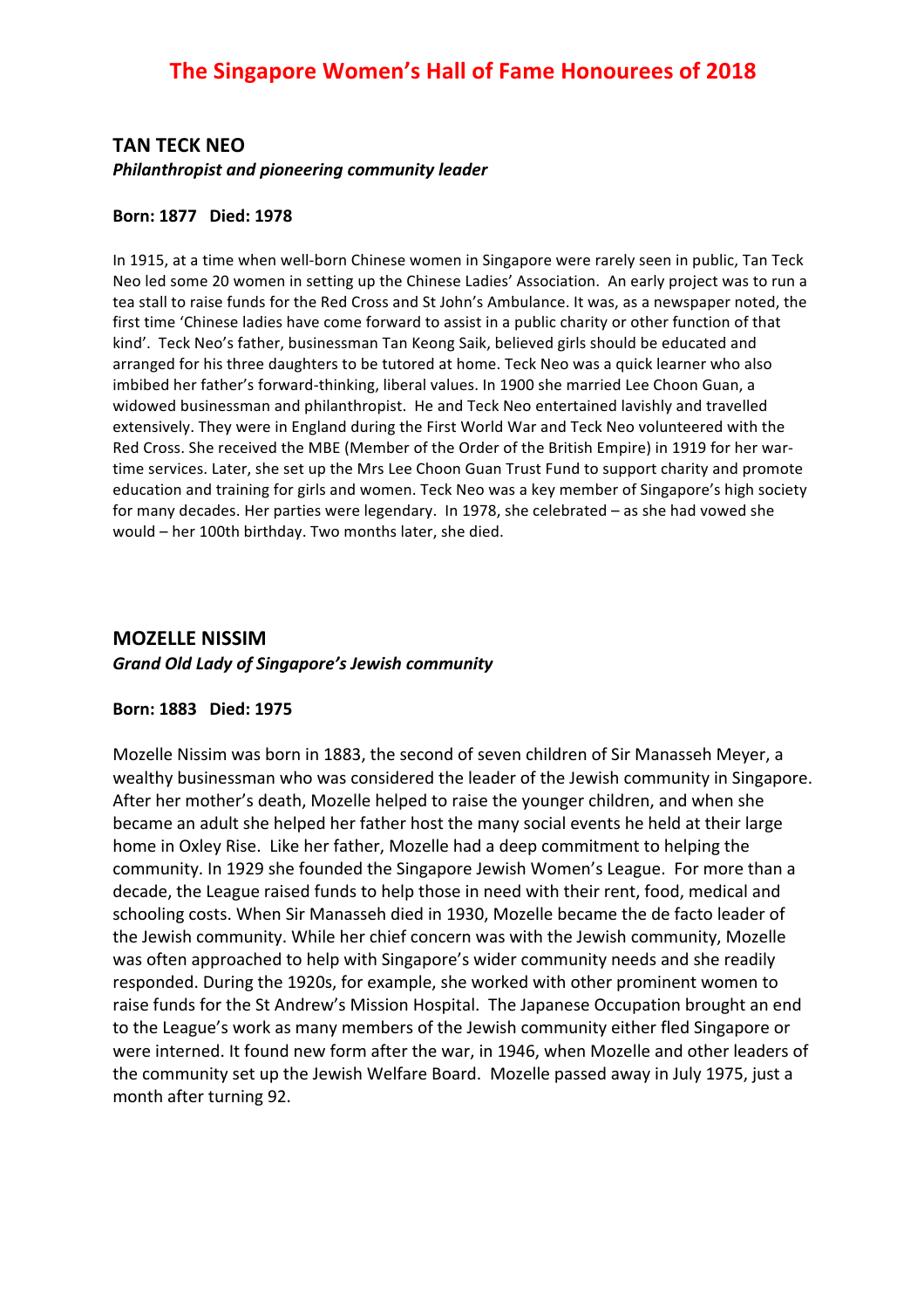# The Singapore Women's Hall of Fame Honourees of 2018

## TAN TECK NEO

***Philanthropist and pioneering community leader***

**Born: 1877 Died: 1978**

In 1915, at a time when well-born Chinese women in Singapore were rarely seen in public, Tan Teck Neo led some 20 women in setting up the Chinese Ladies' Association. An early project was to run a tea stall to raise funds for the Red Cross and St John's Ambulance. It was, as a newspaper noted, the first time 'Chinese ladies have come forward to assist in a public charity or other function of that kind'. Teck Neo's father, businessman Tan Keong Saik, believed girls should be educated and arranged for his three daughters to be tutored at home. Teck Neo was a quick learner who also imbibed her father's forward-thinking, liberal values. In 1900 she married Lee Choon Guan, a widowed businessman and philanthropist. He and Teck Neo entertained lavishly and travelled extensively. They were in England during the First World War and Teck Neo volunteered with the Red Cross. She received the MBE (Member of the Order of the British Empire) in 1919 for her war-time services. Later, she set up the Mrs Lee Choon Guan Trust Fund to support charity and promote education and training for girls and women. Teck Neo was a key member of Singapore's high society for many decades. Her parties were legendary. In 1978, she celebrated – as she had vowed she would – her 100th birthday. Two months later, she died.

## MOZELLE NISSIM

***Grand Old Lady of Singapore's Jewish community***

**Born: 1883 Died: 1975**

Mozelle Nissim was born in 1883, the second of seven children of Sir Manasseh Meyer, a wealthy businessman who was considered the leader of the Jewish community in Singapore. After her mother's death, Mozelle helped to raise the younger children, and when she became an adult she helped her father host the many social events he held at their large home in Oxley Rise. Like her father, Mozelle had a deep commitment to helping the community. In 1929 she founded the Singapore Jewish Women's League. For more than a decade, the League raised funds to help those in need with their rent, food, medical and schooling costs. When Sir Manasseh died in 1930, Mozelle became the de facto leader of the Jewish community. While her chief concern was with the Jewish community, Mozelle was often approached to help with Singapore's wider community needs and she readily responded. During the 1920s, for example, she worked with other prominent women to raise funds for the St Andrew's Mission Hospital. The Japanese Occupation brought an end to the League's work as many members of the Jewish community either fled Singapore or were interned. It found new form after the war, in 1946, when Mozelle and other leaders of the community set up the Jewish Welfare Board. Mozelle passed away in July 1975, just a month after turning 92.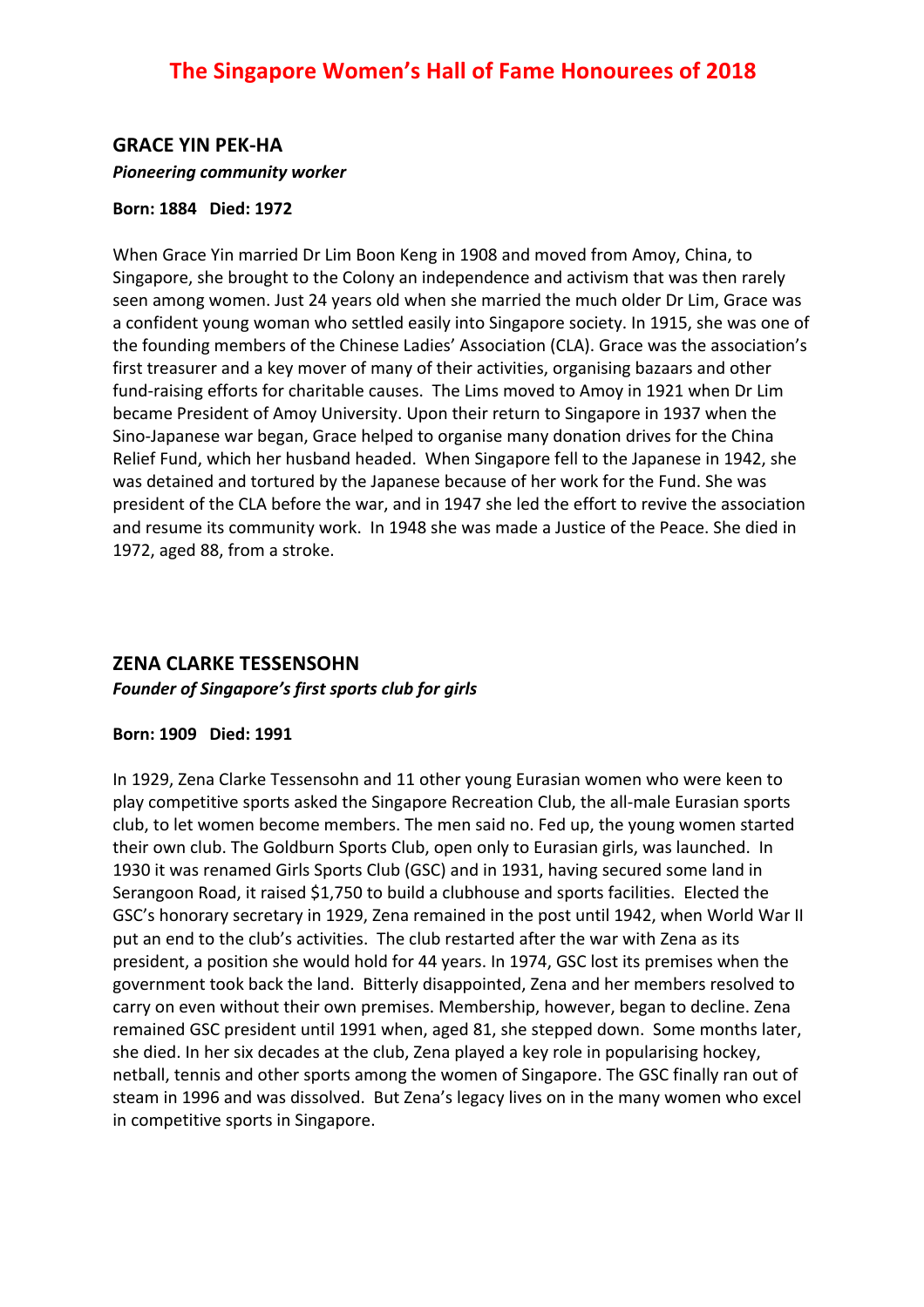# The Singapore Women's Hall of Fame Honourees of 2018

## GRACE YIN PEK-HA

***Pioneering community worker***

**Born: 1884 Died: 1972**

When Grace Yin married Dr Lim Boon Keng in 1908 and moved from Amoy, China, to Singapore, she brought to the Colony an independence and activism that was then rarely seen among women. Just 24 years old when she married the much older Dr Lim, Grace was a confident young woman who settled easily into Singapore society. In 1915, she was one of the founding members of the Chinese Ladies' Association (CLA). Grace was the association's first treasurer and a key mover of many of their activities, organising bazaars and other fund-raising efforts for charitable causes. The Lims moved to Amoy in 1921 when Dr Lim became President of Amoy University. Upon their return to Singapore in 1937 when the Sino-Japanese war began, Grace helped to organise many donation drives for the China Relief Fund, which her husband headed. When Singapore fell to the Japanese in 1942, she was detained and tortured by the Japanese because of her work for the Fund. She was president of the CLA before the war, and in 1947 she led the effort to revive the association and resume its community work. In 1948 she was made a Justice of the Peace. She died in 1972, aged 88, from a stroke.

## ZENA CLARKE TESSENSOHN

***Founder of Singapore's first sports club for girls***

**Born: 1909 Died: 1991**

In 1929, Zena Clarke Tessensohn and 11 other young Eurasian women who were keen to play competitive sports asked the Singapore Recreation Club, the all-male Eurasian sports club, to let women become members. The men said no. Fed up, the young women started their own club. The Goldburn Sports Club, open only to Eurasian girls, was launched. In 1930 it was renamed Girls Sports Club (GSC) and in 1931, having secured some land in Serangoon Road, it raised $1,750 to build a clubhouse and sports facilities. Elected the GSC's honorary secretary in 1929, Zena remained in the post until 1942, when World War II put an end to the club's activities. The club restarted after the war with Zena as its president, a position she would hold for 44 years. In 1974, GSC lost its premises when the government took back the land. Bitterly disappointed, Zena and her members resolved to carry on even without their own premises. Membership, however, began to decline. Zena remained GSC president until 1991 when, aged 81, she stepped down. Some months later, she died. In her six decades at the club, Zena played a key role in popularising hockey, netball, tennis and other sports among the women of Singapore. The GSC finally ran out of steam in 1996 and was dissolved. But Zena's legacy lives on in the many women who excel in competitive sports in Singapore.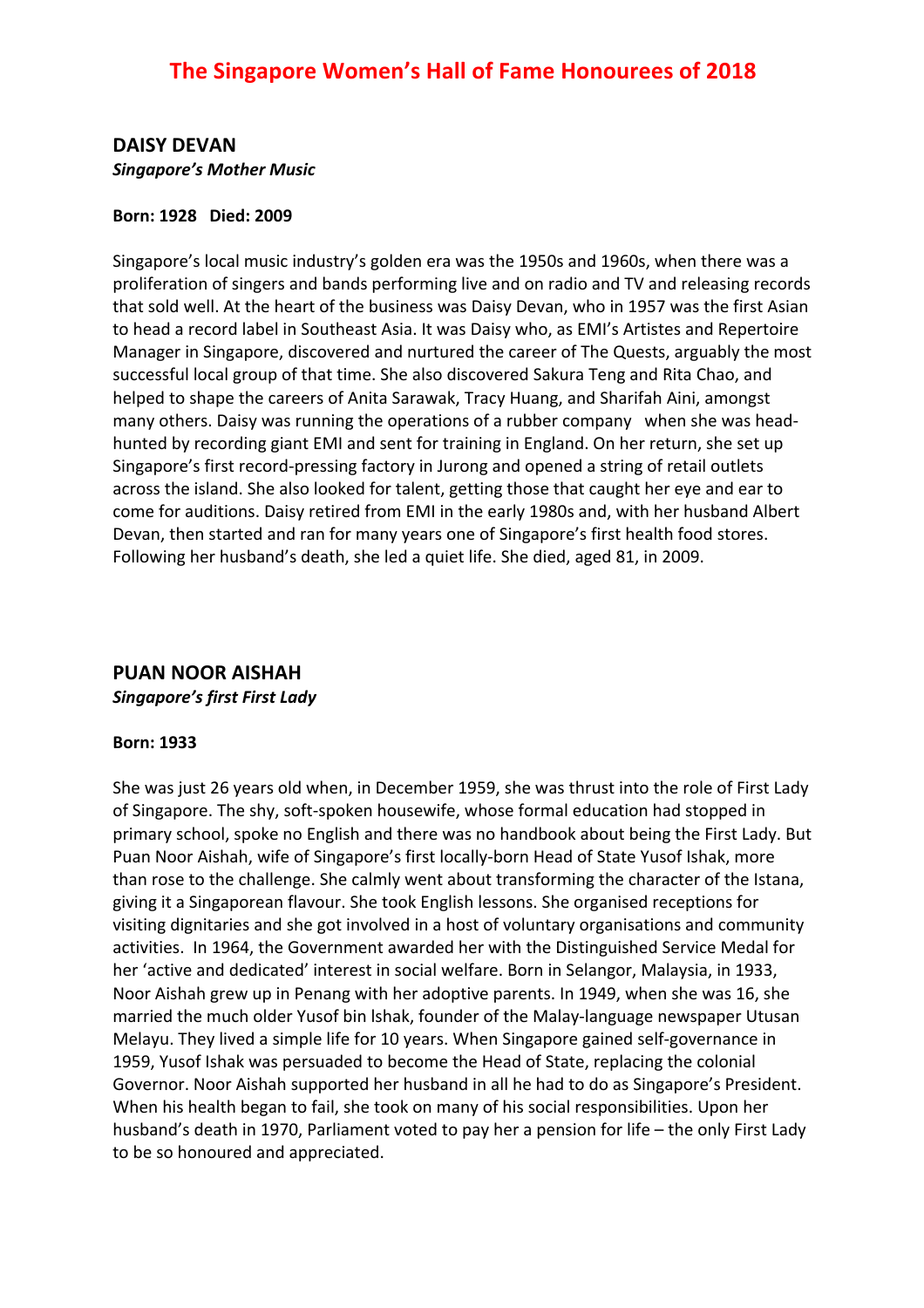# The Singapore Women's Hall of Fame Honourees of 2018

## DAISY DEVAN

***Singapore's Mother Music***

**Born: 1928 Died: 2009**

Singapore's local music industry's golden era was the 1950s and 1960s, when there was a proliferation of singers and bands performing live and on radio and TV and releasing records that sold well. At the heart of the business was Daisy Devan, who in 1957 was the first Asian to head a record label in Southeast Asia. It was Daisy who, as EMI's Artistes and Repertoire Manager in Singapore, discovered and nurtured the career of The Quests, arguably the most successful local group of that time. She also discovered Sakura Teng and Rita Chao, and helped to shape the careers of Anita Sarawak, Tracy Huang, and Sharifah Aini, amongst many others. Daisy was running the operations of a rubber company when she was head-hunted by recording giant EMI and sent for training in England. On her return, she set up Singapore's first record-pressing factory in Jurong and opened a string of retail outlets across the island. She also looked for talent, getting those that caught her eye and ear to come for auditions. Daisy retired from EMI in the early 1980s and, with her husband Albert Devan, then started and ran for many years one of Singapore's first health food stores. Following her husband's death, she led a quiet life. She died, aged 81, in 2009.

## PUAN NOOR AISHAH

***Singapore's first First Lady***

**Born: 1933**

She was just 26 years old when, in December 1959, she was thrust into the role of First Lady of Singapore. The shy, soft-spoken housewife, whose formal education had stopped in primary school, spoke no English and there was no handbook about being the First Lady. But Puan Noor Aishah, wife of Singapore's first locally-born Head of State Yusof Ishak, more than rose to the challenge. She calmly went about transforming the character of the Istana, giving it a Singaporean flavour. She took English lessons. She organised receptions for visiting dignitaries and she got involved in a host of voluntary organisations and community activities. In 1964, the Government awarded her with the Distinguished Service Medal for her 'active and dedicated' interest in social welfare. Born in Selangor, Malaysia, in 1933, Noor Aishah grew up in Penang with her adoptive parents. In 1949, when she was 16, she married the much older Yusof bin Ishak, founder of the Malay-language newspaper Utusan Melayu. They lived a simple life for 10 years. When Singapore gained self-governance in 1959, Yusof Ishak was persuaded to become the Head of State, replacing the colonial Governor. Noor Aishah supported her husband in all he had to do as Singapore's President. When his health began to fail, she took on many of his social responsibilities. Upon her husband's death in 1970, Parliament voted to pay her a pension for life – the only First Lady to be so honoured and appreciated.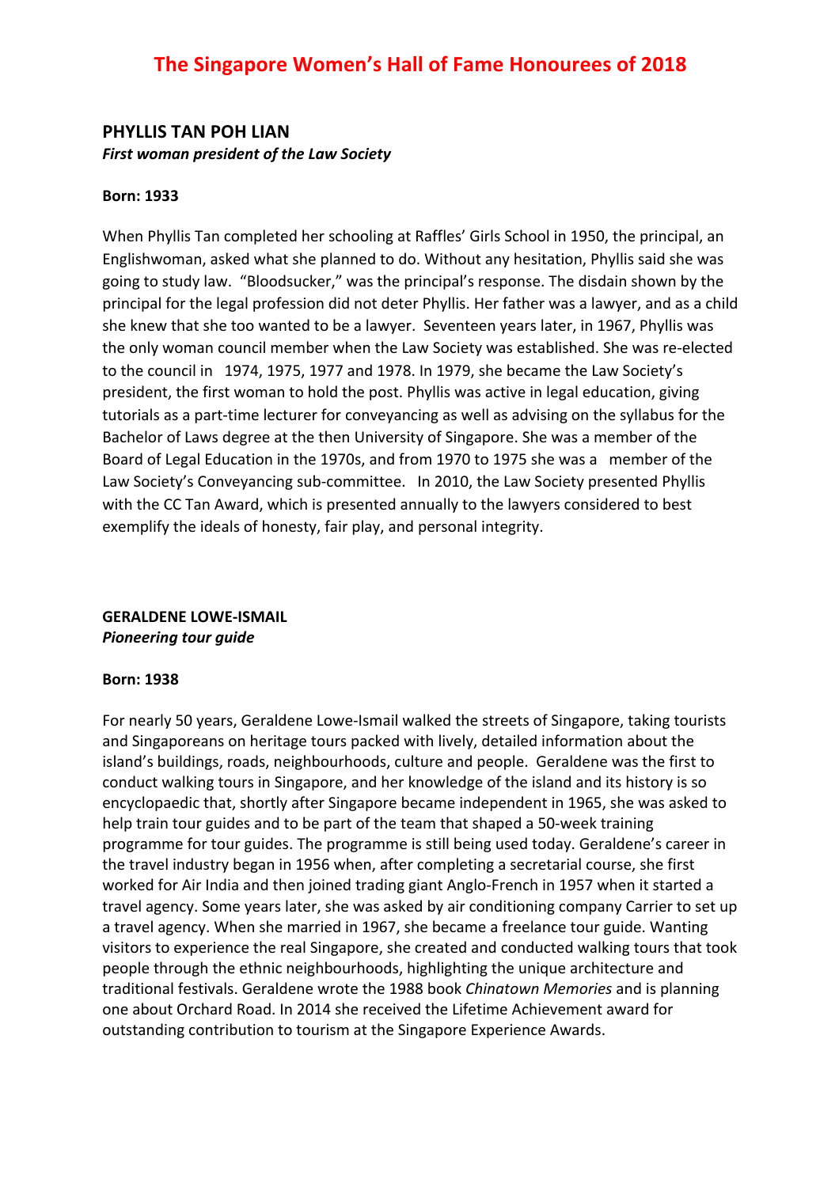# The Singapore Women's Hall of Fame Honourees of 2018

## PHYLLIS TAN POH LIAN

***First woman president of the Law Society***

**Born: 1933**

When Phyllis Tan completed her schooling at Raffles' Girls School in 1950, the principal, an Englishwoman, asked what she planned to do. Without any hesitation, Phyllis said she was going to study law. "Bloodsucker," was the principal's response. The disdain shown by the principal for the legal profession did not deter Phyllis. Her father was a lawyer, and as a child she knew that she too wanted to be a lawyer. Seventeen years later, in 1967, Phyllis was the only woman council member when the Law Society was established. She was re-elected to the council in 1974, 1975, 1977 and 1978. In 1979, she became the Law Society's president, the first woman to hold the post. Phyllis was active in legal education, giving tutorials as a part-time lecturer for conveyancing as well as advising on the syllabus for the Bachelor of Laws degree at the then University of Singapore. She was a member of the Board of Legal Education in the 1970s, and from 1970 to 1975 she was a member of the Law Society's Conveyancing sub-committee. In 2010, the Law Society presented Phyllis with the CC Tan Award, which is presented annually to the lawyers considered to best exemplify the ideals of honesty, fair play, and personal integrity.

## GERALDENE LOWE-ISMAIL

***Pioneering tour guide***

**Born: 1938**

For nearly 50 years, Geraldene Lowe-Ismail walked the streets of Singapore, taking tourists and Singaporeans on heritage tours packed with lively, detailed information about the island's buildings, roads, neighbourhoods, culture and people. Geraldene was the first to conduct walking tours in Singapore, and her knowledge of the island and its history is so encyclopaedic that, shortly after Singapore became independent in 1965, she was asked to help train tour guides and to be part of the team that shaped a 50-week training programme for tour guides. The programme is still being used today. Geraldene's career in the travel industry began in 1956 when, after completing a secretarial course, she first worked for Air India and then joined trading giant Anglo-French in 1957 when it started a travel agency. Some years later, she was asked by air conditioning company Carrier to set up a travel agency. When she married in 1967, she became a freelance tour guide. Wanting visitors to experience the real Singapore, she created and conducted walking tours that took people through the ethnic neighbourhoods, highlighting the unique architecture and traditional festivals. Geraldene wrote the 1988 book *Chinatown Memories* and is planning one about Orchard Road. In 2014 she received the Lifetime Achievement award for outstanding contribution to tourism at the Singapore Experience Awards.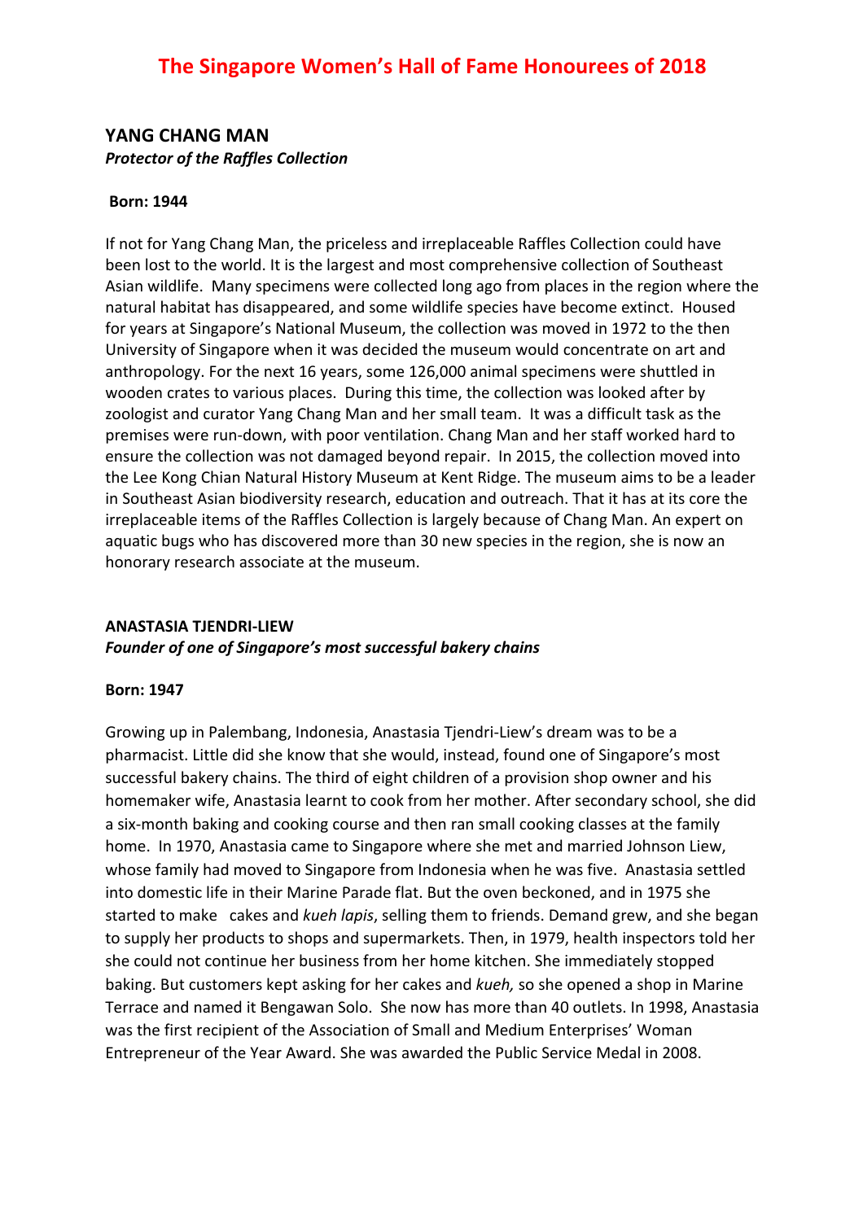# The Singapore Women's Hall of Fame Honourees of 2018

## YANG CHANG MAN

***Protector of the Raffles Collection***

**Born: 1944**

If not for Yang Chang Man, the priceless and irreplaceable Raffles Collection could have been lost to the world. It is the largest and most comprehensive collection of Southeast Asian wildlife. Many specimens were collected long ago from places in the region where the natural habitat has disappeared, and some wildlife species have become extinct. Housed for years at Singapore's National Museum, the collection was moved in 1972 to the then University of Singapore when it was decided the museum would concentrate on art and anthropology. For the next 16 years, some 126,000 animal specimens were shuttled in wooden crates to various places. During this time, the collection was looked after by zoologist and curator Yang Chang Man and her small team. It was a difficult task as the premises were run-down, with poor ventilation. Chang Man and her staff worked hard to ensure the collection was not damaged beyond repair. In 2015, the collection moved into the Lee Kong Chian Natural History Museum at Kent Ridge. The museum aims to be a leader in Southeast Asian biodiversity research, education and outreach. That it has at its core the irreplaceable items of the Raffles Collection is largely because of Chang Man. An expert on aquatic bugs who has discovered more than 30 new species in the region, she is now an honorary research associate at the museum.

## ANASTASIA TJENDRI-LIEW

***Founder of one of Singapore's most successful bakery chains***

**Born: 1947**

Growing up in Palembang, Indonesia, Anastasia Tjendri-Liew's dream was to be a pharmacist. Little did she know that she would, instead, found one of Singapore's most successful bakery chains. The third of eight children of a provision shop owner and his homemaker wife, Anastasia learnt to cook from her mother. After secondary school, she did a six-month baking and cooking course and then ran small cooking classes at the family home. In 1970, Anastasia came to Singapore where she met and married Johnson Liew, whose family had moved to Singapore from Indonesia when he was five. Anastasia settled into domestic life in their Marine Parade flat. But the oven beckoned, and in 1975 she started to make cakes and *kueh lapis*, selling them to friends. Demand grew, and she began to supply her products to shops and supermarkets. Then, in 1979, health inspectors told her she could not continue her business from her home kitchen. She immediately stopped baking. But customers kept asking for her cakes and *kueh,* so she opened a shop in Marine Terrace and named it Bengawan Solo. She now has more than 40 outlets. In 1998, Anastasia was the first recipient of the Association of Small and Medium Enterprises' Woman Entrepreneur of the Year Award. She was awarded the Public Service Medal in 2008.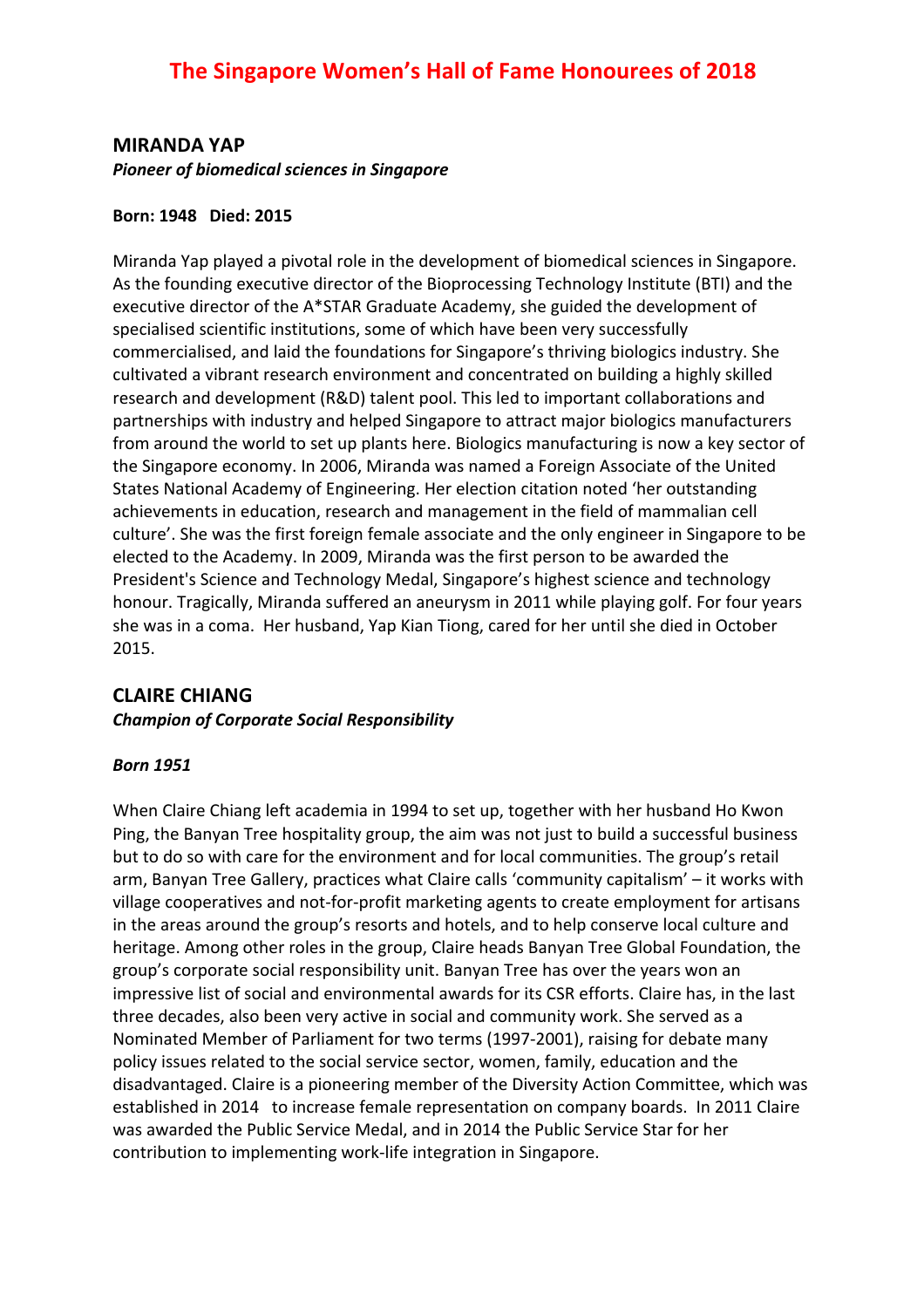# The Singapore Women's Hall of Fame Honourees of 2018

## MIRANDA YAP

***Pioneer of biomedical sciences in Singapore***

**Born: 1948 Died: 2015**

Miranda Yap played a pivotal role in the development of biomedical sciences in Singapore. As the founding executive director of the Bioprocessing Technology Institute (BTI) and the executive director of the A*STAR Graduate Academy, she guided the development of specialised scientific institutions, some of which have been very successfully commercialised, and laid the foundations for Singapore's thriving biologics industry. She cultivated a vibrant research environment and concentrated on building a highly skilled research and development (R&D) talent pool. This led to important collaborations and partnerships with industry and helped Singapore to attract major biologics manufacturers from around the world to set up plants here. Biologics manufacturing is now a key sector of the Singapore economy. In 2006, Miranda was named a Foreign Associate of the United States National Academy of Engineering. Her election citation noted 'her outstanding achievements in education, research and management in the field of mammalian cell culture'. She was the first foreign female associate and the only engineer in Singapore to be elected to the Academy. In 2009, Miranda was the first person to be awarded the President's Science and Technology Medal, Singapore's highest science and technology honour. Tragically, Miranda suffered an aneurysm in 2011 while playing golf. For four years she was in a coma. Her husband, Yap Kian Tiong, cared for her until she died in October 2015.

## CLAIRE CHIANG

***Champion of Corporate Social Responsibility***

***Born 1951***

When Claire Chiang left academia in 1994 to set up, together with her husband Ho Kwon Ping, the Banyan Tree hospitality group, the aim was not just to build a successful business but to do so with care for the environment and for local communities. The group's retail arm, Banyan Tree Gallery, practices what Claire calls 'community capitalism' – it works with village cooperatives and not-for-profit marketing agents to create employment for artisans in the areas around the group's resorts and hotels, and to help conserve local culture and heritage. Among other roles in the group, Claire heads Banyan Tree Global Foundation, the group's corporate social responsibility unit. Banyan Tree has over the years won an impressive list of social and environmental awards for its CSR efforts. Claire has, in the last three decades, also been very active in social and community work. She served as a Nominated Member of Parliament for two terms (1997-2001), raising for debate many policy issues related to the social service sector, women, family, education and the disadvantaged. Claire is a pioneering member of the Diversity Action Committee, which was established in 2014 to increase female representation on company boards. In 2011 Claire was awarded the Public Service Medal, and in 2014 the Public Service Star for her contribution to implementing work-life integration in Singapore.